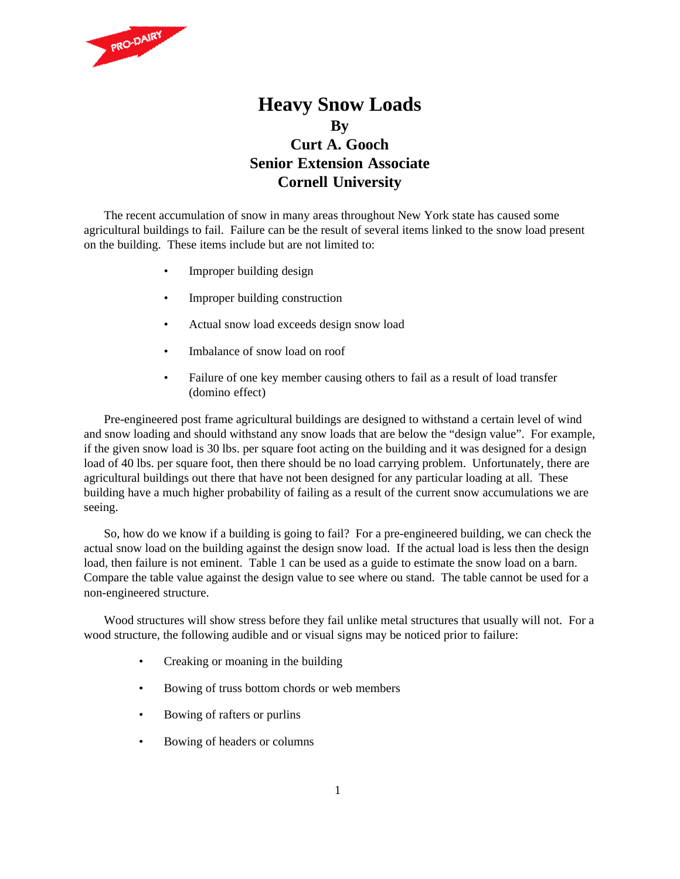# Heavy Snow Loads

**By**
**Curt A. Gooch**
**Senior Extension Associate**
**Cornell University**

The recent accumulation of snow in many areas throughout New York state has caused some agricultural buildings to fail. Failure can be the result of several items linked to the snow load present on the building. These items include but are not limited to:

- Improper building design
- Improper building construction
- Actual snow load exceeds design snow load
- Imbalance of snow load on roof
- Failure of one key member causing others to fail as a result of load transfer (domino effect)

Pre-engineered post frame agricultural buildings are designed to withstand a certain level of wind and snow loading and should withstand any snow loads that are below the "design value". For example, if the given snow load is 30 lbs. per square foot acting on the building and it was designed for a design load of 40 lbs. per square foot, then there should be no load carrying problem. Unfortunately, there are agricultural buildings out there that have not been designed for any particular loading at all. These building have a much higher probability of failing as a result of the current snow accumulations we are seeing.

So, how do we know if a building is going to fail? For a pre-engineered building, we can check the actual snow load on the building against the design snow load. If the actual load is less then the design load, then failure is not eminent. Table 1 can be used as a guide to estimate the snow load on a barn. Compare the table value against the design value to see where ou stand. The table cannot be used for a non-engineered structure.

Wood structures will show stress before they fail unlike metal structures that usually will not. For a wood structure, the following audible and or visual signs may be noticed prior to failure:

- Creaking or moaning in the building
- Bowing of truss bottom chords or web members
- Bowing of rafters or purlins
- Bowing of headers or columns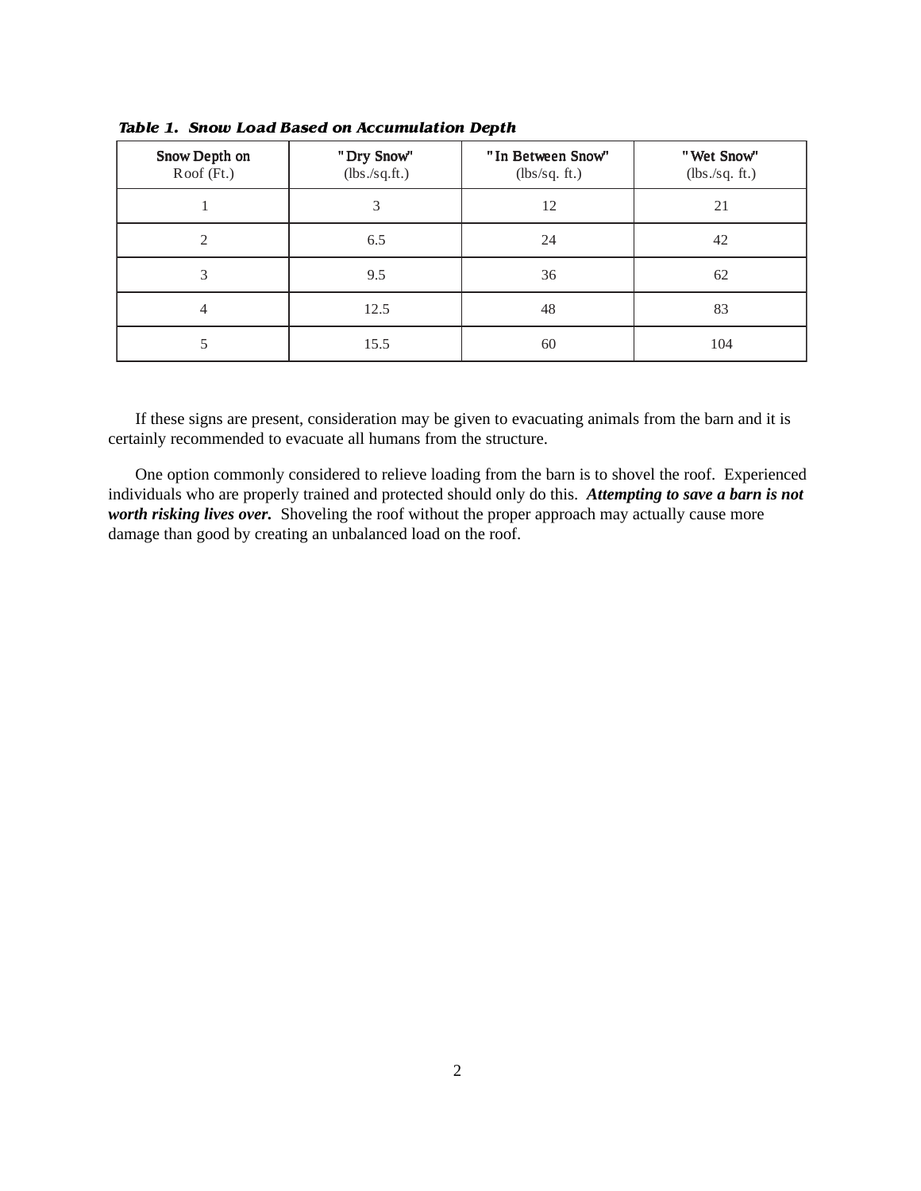*Table 1. Snow Load Based on Accumulation Depth*

| Snow Depth on Roof (Ft.) | "Dry Snow" (lbs./sq.ft.) | "In Between Snow" (lbs/sq. ft.) | "Wet Snow" (lbs./sq. ft.) |
|---|---|---|---|
| 1 | 3 | 12 | 21 |
| 2 | 6.5 | 24 | 42 |
| 3 | 9.5 | 36 | 62 |
| 4 | 12.5 | 48 | 83 |
| 5 | 15.5 | 60 | 104 |

If these signs are present, consideration may be given to evacuating animals from the barn and it is certainly recommended to evacuate all humans from the structure.

One option commonly considered to relieve loading from the barn is to shovel the roof. Experienced individuals who are properly trained and protected should only do this. ***Attempting to save a barn is not worth risking lives over.*** Shoveling the roof without the proper approach may actually cause more damage than good by creating an unbalanced load on the roof.